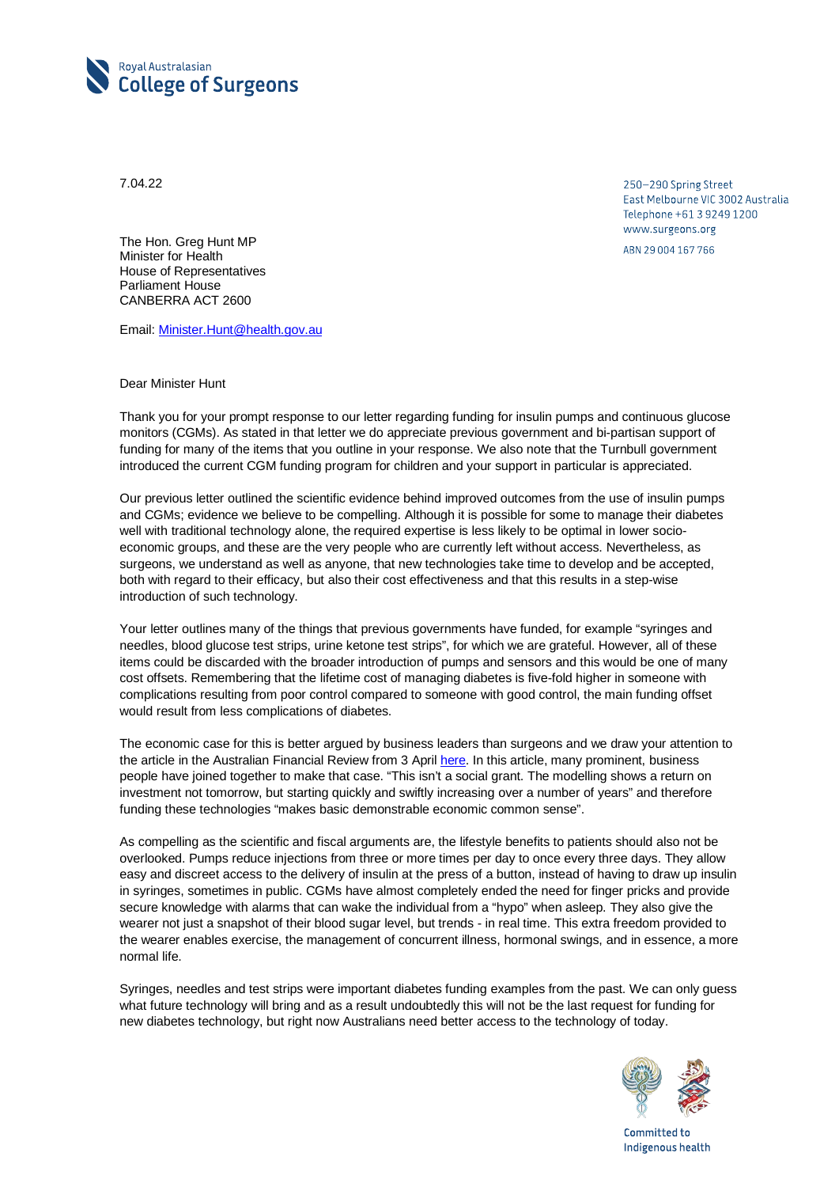Royal Australasian
**College of Surgeons**

7.04.22

250–290 Spring Street
East Melbourne VIC 3002 Australia
Telephone +61 3 9249 1200
www.surgeons.org

ABN 29 004 167 766

The Hon. Greg Hunt MP
Minister for Health
House of Representatives
Parliament House
CANBERRA ACT 2600

Email: [Minister.Hunt@health.gov.au](mailto:Minister.Hunt@health.gov.au)

Dear Minister Hunt

Thank you for your prompt response to our letter regarding funding for insulin pumps and continuous glucose monitors (CGMs). As stated in that letter we do appreciate previous government and bi-partisan support of funding for many of the items that you outline in your response. We also note that the Turnbull government introduced the current CGM funding program for children and your support in particular is appreciated.

Our previous letter outlined the scientific evidence behind improved outcomes from the use of insulin pumps and CGMs; evidence we believe to be compelling. Although it is possible for some to manage their diabetes well with traditional technology alone, the required expertise is less likely to be optimal in lower socio-economic groups, and these are the very people who are currently left without access. Nevertheless, as surgeons, we understand as well as anyone, that new technologies take time to develop and be accepted, both with regard to their efficacy, but also their cost effectiveness and that this results in a step-wise introduction of such technology.

Your letter outlines many of the things that previous governments have funded, for example "syringes and needles, blood glucose test strips, urine ketone test strips", for which we are grateful. However, all of these items could be discarded with the broader introduction of pumps and sensors and this would be one of many cost offsets. Remembering that the lifetime cost of managing diabetes is five-fold higher in someone with complications resulting from poor control compared to someone with good control, the main funding offset would result from less complications of diabetes.

The economic case for this is better argued by business leaders than surgeons and we draw your attention to the article in the Australian Financial Review from 3 April here. In this article, many prominent, business people have joined together to make that case. "This isn't a social grant. The modelling shows a return on investment not tomorrow, but starting quickly and swiftly increasing over a number of years" and therefore funding these technologies "makes basic demonstrable economic common sense".

As compelling as the scientific and fiscal arguments are, the lifestyle benefits to patients should also not be overlooked. Pumps reduce injections from three or more times per day to once every three days. They allow easy and discreet access to the delivery of insulin at the press of a button, instead of having to draw up insulin in syringes, sometimes in public. CGMs have almost completely ended the need for finger pricks and provide secure knowledge with alarms that can wake the individual from a "hypo" when asleep. They also give the wearer not just a snapshot of their blood sugar level, but trends - in real time. This extra freedom provided to the wearer enables exercise, the management of concurrent illness, hormonal swings, and in essence, a more normal life.

Syringes, needles and test strips were important diabetes funding examples from the past. We can only guess what future technology will bring and as a result undoubtedly this will not be the last request for funding for new diabetes technology, but right now Australians need better access to the technology of today.

Committed to
Indigenous health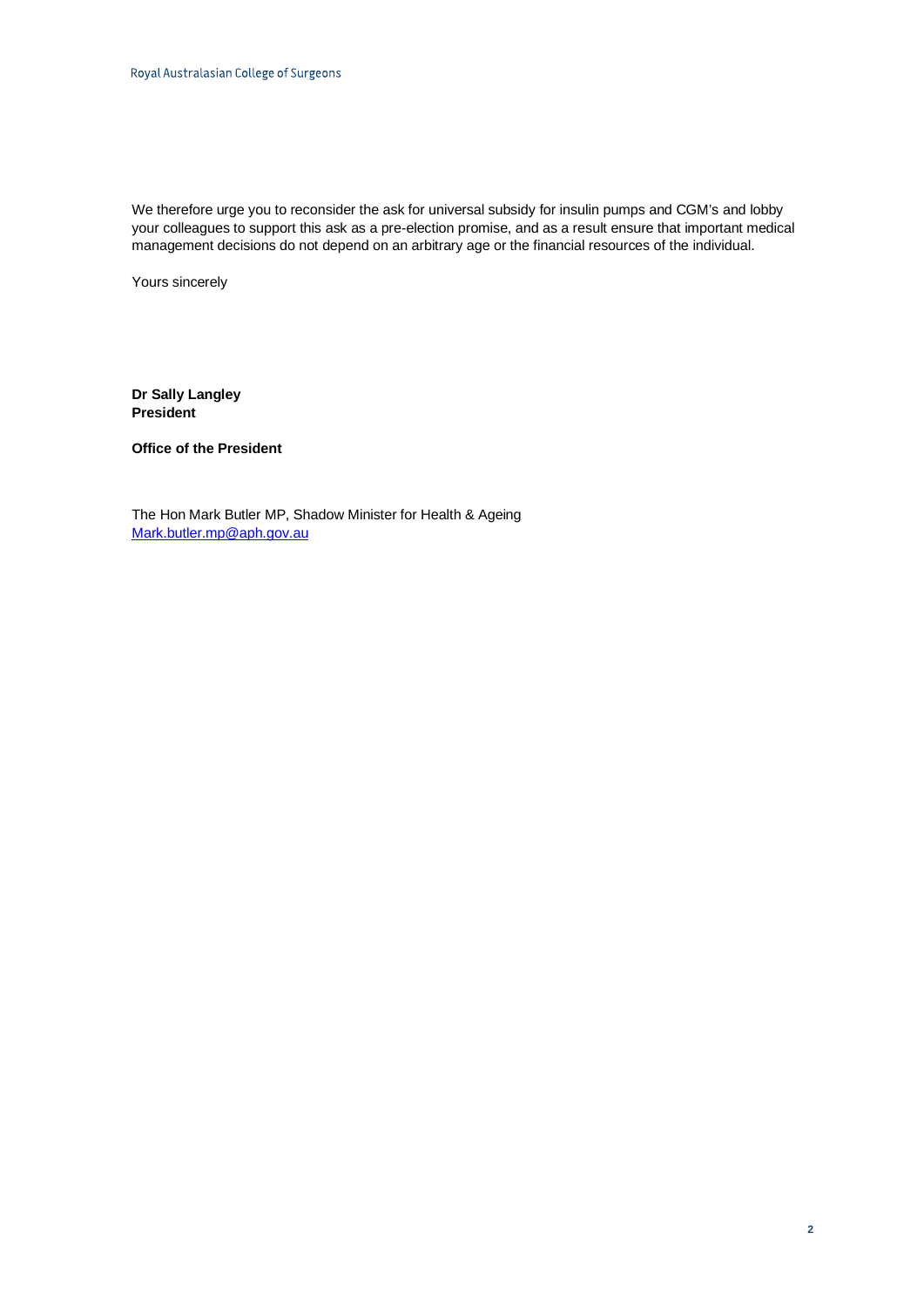We therefore urge you to reconsider the ask for universal subsidy for insulin pumps and CGM's and lobby your colleagues to support this ask as a pre-election promise, and as a result ensure that important medical management decisions do not depend on an arbitrary age or the financial resources of the individual.

Yours sincerely

**Dr Sally Langley**
**President**

**Office of the President**

The Hon Mark Butler MP, Shadow Minister for Health & Ageing
Mark.butler.mp@aph.gov.au